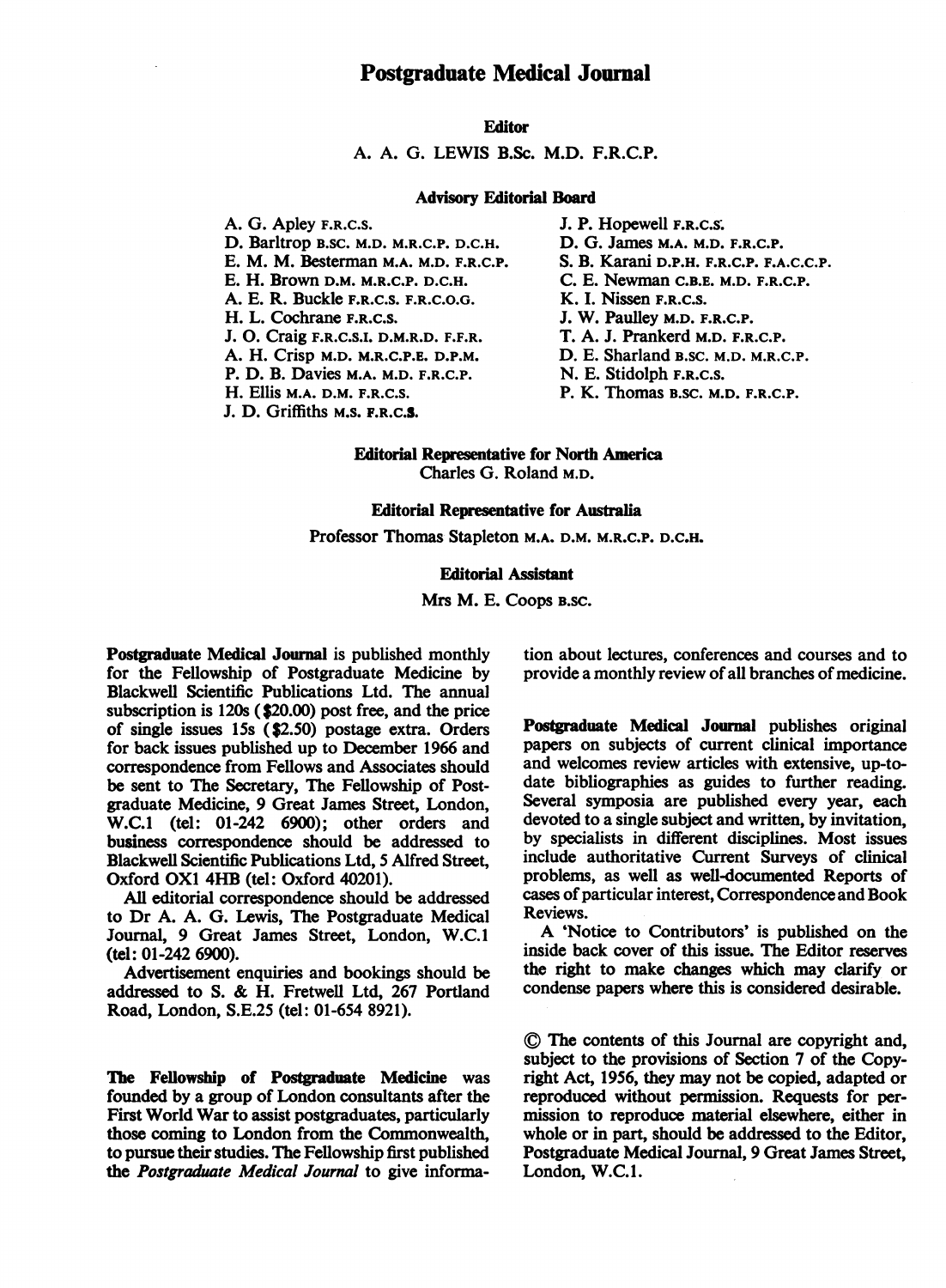# Postgraduate Medical Journal

## Editor

A. A. G. LEWIS B.Sc. M.D. F.R.C.P.

## Advisory Editorial Board

A. G. Apley F.R.C.S.
D. Barltrop B.SC. M.D. M.R.C.P. D.C.H.
E. M. M. Besterman M.A. M.D. F.R.C.P.
E. H. Brown D.M. M.R.C.P. D.C.H.
A. E. R. Buckle F.R.C.S. F.R.C.O.G.
H. L. Cochrane F.R.C.S.
J. O. Craig F.R.C.S.I. D.M.R.D. F.F.R.
A. H. Crisp M.D. M.R.C.P.E. D.P.M.
P. D. B. Davies M.A. M.D. F.R.C.P.
H. Ellis M.A. D.M. F.R.C.S.
J. D. Griffiths M.S. F.R.C.S.
J. P. Hopewell F.R.C.S.
D. G. James M.A. M.D. F.R.C.P.
S. B. Karani D.P.H. F.R.C.P. F.A.C.C.P.
C. E. Newman C.B.E. M.D. F.R.C.P.
K. I. Nissen F.R.C.S.
J. W. Paulley M.D. F.R.C.P.
T. A. J. Prankerd M.D. F.R.C.P.
D. E. Sharland B.SC. M.D. M.R.C.P.
N. E. Stidolph F.R.C.S.
P. K. Thomas B.SC. M.D. F.R.C.P.

## Editorial Representative for North America

Charles G. Roland M.D.

## Editorial Representative for Australia

Professor Thomas Stapleton M.A. D.M. M.R.C.P. D.C.H.

## Editorial Assistant

Mrs M. E. Coops B.SC.

**Postgraduate Medical Journal** is published monthly for the Fellowship of Postgraduate Medicine by Blackwell Scientific Publications Ltd. The annual subscription is 120s ($20.00) post free, and the price of single issues 15s ($2.50) postage extra. Orders for back issues published up to December 1966 and correspondence from Fellows and Associates should be sent to The Secretary, The Fellowship of Postgraduate Medicine, 9 Great James Street, London, W.C.1 (tel: 01-242 6900); other orders and business correspondence should be addressed to Blackwell Scientific Publications Ltd, 5 Alfred Street, Oxford OX1 4HB (tel: Oxford 40201).

All editorial correspondence should be addressed to Dr A. A. G. Lewis, The Postgraduate Medical Journal, 9 Great James Street, London, W.C.1 (tel: 01-242 6900).

Advertisement enquiries and bookings should be addressed to S. & H. Fretwell Ltd, 267 Portland Road, London, S.E.25 (tel: 01-654 8921).

**The Fellowship of Postgraduate Medicine** was founded by a group of London consultants after the First World War to assist postgraduates, particularly those coming to London from the Commonwealth, to pursue their studies. The Fellowship first published the *Postgraduate Medical Journal* to give information about lectures, conferences and courses and to provide a monthly review of all branches of medicine.

**Postgraduate Medical Journal** publishes original papers on subjects of current clinical importance and welcomes review articles with extensive, up-to-date bibliographies as guides to further reading. Several symposia are published every year, each devoted to a single subject and written, by invitation, by specialists in different disciplines. Most issues include authoritative Current Surveys of clinical problems, as well as well-documented Reports of cases of particular interest, Correspondence and Book Reviews.

A 'Notice to Contributors' is published on the inside back cover of this issue. The Editor reserves the right to make changes which may clarify or condense papers where this is considered desirable.

© The contents of this Journal are copyright and, subject to the provisions of Section 7 of the Copyright Act, 1956, they may not be copied, adapted or reproduced without permission. Requests for permission to reproduce material elsewhere, either in whole or in part, should be addressed to the Editor, Postgraduate Medical Journal, 9 Great James Street, London, W.C.1.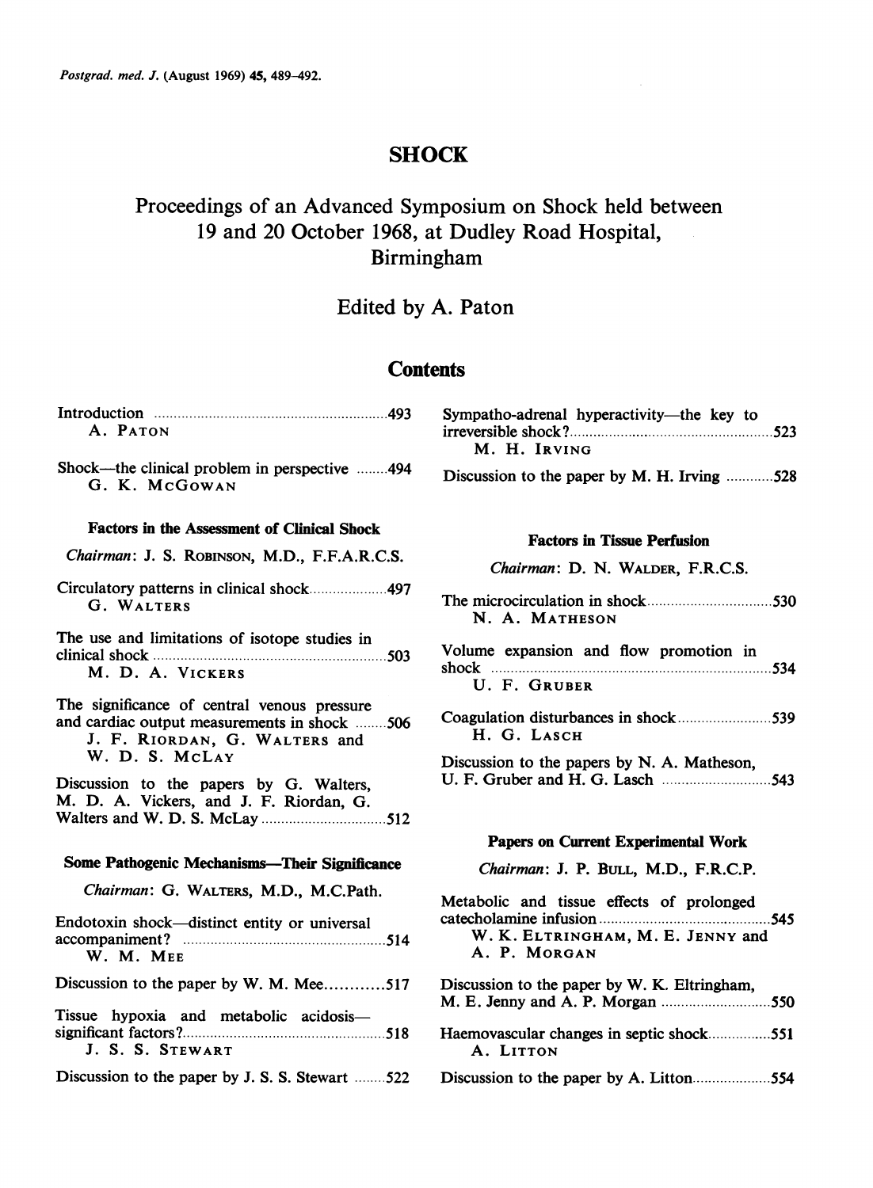# SHOCK

## Proceedings of an Advanced Symposium on Shock held between 19 and 20 October 1968, at Dudley Road Hospital, Birmingham

### Edited by A. Paton

## Contents

Introduction .......... 493
A. PATON

Shock—the clinical problem in perspective .......... 494
G. K. MCGOWAN

### Factors in the Assessment of Clinical Shock

*Chairman*: J. S. ROBINSON, M.D., F.F.A.R.C.S.

Circulatory patterns in clinical shock .......... 497
G. WALTERS

The use and limitations of isotope studies in clinical shock .......... 503
M. D. A. VICKERS

The significance of central venous pressure and cardiac output measurements in shock .......... 506
J. F. RIORDAN, G. WALTERS and W. D. S. MCLAY

Discussion to the papers by G. Walters, M. D. A. Vickers, and J. F. Riordan, G. Walters and W. D. S. McLay .......... 512

### Some Pathogenic Mechanisms—Their Significance

*Chairman*: G. WALTERS, M.D., M.C.Path.

Endotoxin shock—distinct entity or universal accompaniment? .......... 514
W. M. MEE

Discussion to the paper by W. M. Mee .......... 517

Tissue hypoxia and metabolic acidosis—significant factors? .......... 518
J. S. S. STEWART

Discussion to the paper by J. S. S. Stewart .......... 522

Sympatho-adrenal hyperactivity—the key to irreversible shock? .......... 523
M. H. IRVING

Discussion to the paper by M. H. Irving .......... 528

### Factors in Tissue Perfusion

*Chairman*: D. N. WALDER, F.R.C.S.

The microcirculation in shock .......... 530
N. A. MATHESON

Volume expansion and flow promotion in shock .......... 534
U. F. GRUBER

Coagulation disturbances in shock .......... 539
H. G. LASCH

Discussion to the papers by N. A. Matheson, U. F. Gruber and H. G. Lasch .......... 543

### Papers on Current Experimental Work

*Chairman*: J. P. BULL, M.D., F.R.C.P.

Metabolic and tissue effects of prolonged catecholamine infusion .......... 545
W. K. ELTRINGHAM, M. E. JENNY and A. P. MORGAN

Discussion to the paper by W. K. Eltringham, M. E. Jenny and A. P. Morgan .......... 550

Haemovascular changes in septic shock .......... 551
A. LITTON

Discussion to the paper by A. Litton .......... 554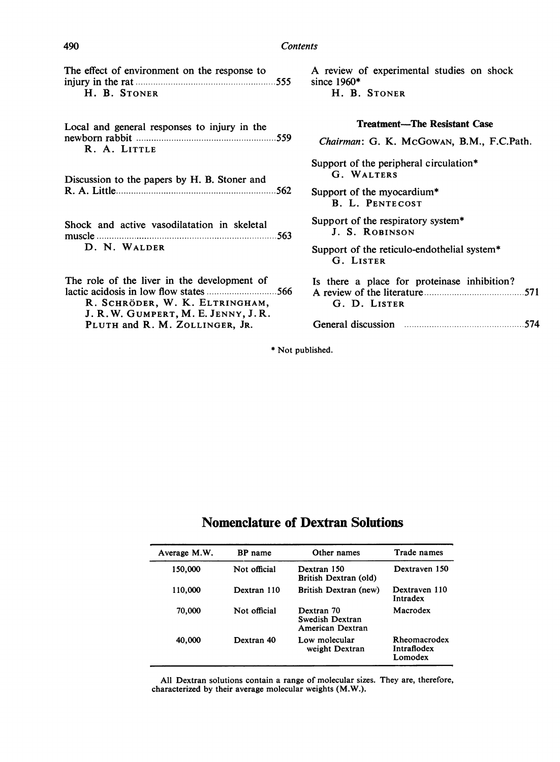The effect of environment on the response to injury in the rat ... 555
H. B. STONER

Local and general responses to injury in the newborn rabbit ... 559
R. A. LITTLE

Discussion to the papers by H. B. Stoner and R. A. Little ... 562

Shock and active vasodilatation in skeletal muscle ... 563
D. N. WALDER

The role of the liver in the development of lactic acidosis in low flow states ... 566
R. SCHRÖDER, W. K. ELTRINGHAM, J. R. W. GUMPERT, M. E. JENNY, J. R. PLUTH and R. M. ZOLLINGER, JR.

A review of experimental studies on shock since 1960*
H. B. STONER

**Treatment—The Resistant Case**

*Chairman*: G. K. MCGOWAN, B.M., F.C.Path.

Support of the peripheral circulation*
G. WALTERS

Support of the myocardium*
B. L. PENTECOST

Support of the respiratory system*
J. S. ROBINSON

Support of the reticulo-endothelial system*
G. LISTER

Is there a place for proteinase inhibition? A review of the literature ... 571
G. D. LISTER

General discussion ... 574

\* Not published.

## Nomenclature of Dextran Solutions

| Average M.W. | BP name | Other names | Trade names |
|---|---|---|---|
| 150,000 | Not official | Dextran 150<br>British Dextran (old) | Dextraven 150 |
| 110,000 | Dextran 110 | British Dextran (new) | Dextraven 110<br>Intradex |
| 70,000 | Not official | Dextran 70<br>Swedish Dextran<br>American Dextran | Macrodex |
| 40,000 | Dextran 40 | Low molecular weight Dextran | Rheomacrodex<br>Intraflodex<br>Lomodex |

All Dextran solutions contain a range of molecular sizes. They are, therefore, characterized by their average molecular weights (M.W.).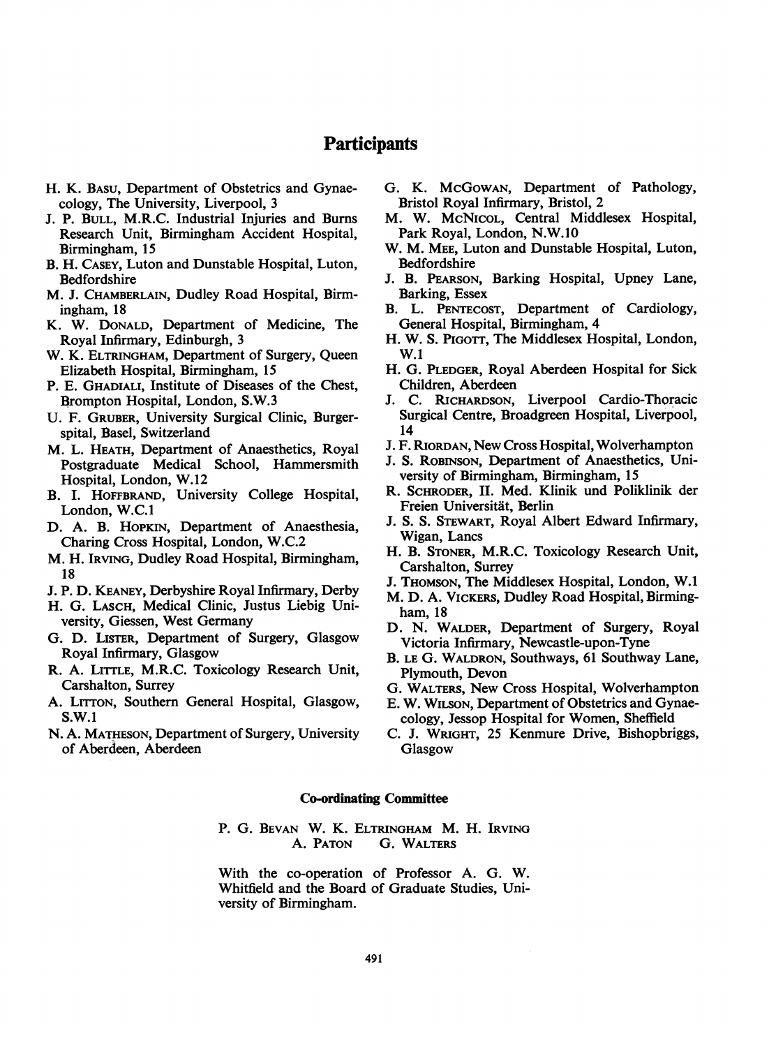# Participants

H. K. Basu, Department of Obstetrics and Gynaecology, The University, Liverpool, 3

J. P. Bull, M.R.C. Industrial Injuries and Burns Research Unit, Birmingham Accident Hospital, Birmingham, 15

B. H. Casey, Luton and Dunstable Hospital, Luton, Bedfordshire

M. J. Chamberlain, Dudley Road Hospital, Birmingham, 18

K. W. Donald, Department of Medicine, The Royal Infirmary, Edinburgh, 3

W. K. Eltringham, Department of Surgery, Queen Elizabeth Hospital, Birmingham, 15

P. E. Ghadiali, Institute of Diseases of the Chest, Brompton Hospital, London, S.W.3

U. F. Gruber, University Surgical Clinic, Burgerspital, Basel, Switzerland

M. L. Heath, Department of Anaesthetics, Royal Postgraduate Medical School, Hammersmith Hospital, London, W.12

B. I. Hoffbrand, University College Hospital, London, W.C.1

D. A. B. Hopkin, Department of Anaesthesia, Charing Cross Hospital, London, W.C.2

M. H. Irving, Dudley Road Hospital, Birmingham, 18

J. P. D. Keaney, Derbyshire Royal Infirmary, Derby

H. G. Lasch, Medical Clinic, Justus Liebig University, Giessen, West Germany

G. D. Lister, Department of Surgery, Glasgow Royal Infirmary, Glasgow

R. A. Little, M.R.C. Toxicology Research Unit, Carshalton, Surrey

A. Litton, Southern General Hospital, Glasgow, S.W.1

N. A. Matheson, Department of Surgery, University of Aberdeen, Aberdeen

G. K. McGowan, Department of Pathology, Bristol Royal Infirmary, Bristol, 2

M. W. McNicol, Central Middlesex Hospital, Park Royal, London, N.W.10

W. M. Mee, Luton and Dunstable Hospital, Luton, Bedfordshire

J. B. Pearson, Barking Hospital, Upney Lane, Barking, Essex

B. L. Pentecost, Department of Cardiology, General Hospital, Birmingham, 4

H. W. S. Pigott, The Middlesex Hospital, London, W.1

H. G. Pledger, Royal Aberdeen Hospital for Sick Children, Aberdeen

J. C. Richardson, Liverpool Cardio-Thoracic Surgical Centre, Broadgreen Hospital, Liverpool, 14

J. F. Riordan, New Cross Hospital, Wolverhampton

J. S. Robinson, Department of Anaesthetics, University of Birmingham, Birmingham, 15

R. Schroder, II. Med. Klinik und Poliklinik der Freien Universität, Berlin

J. S. S. Stewart, Royal Albert Edward Infirmary, Wigan, Lancs

H. B. Stoner, M.R.C. Toxicology Research Unit, Carshalton, Surrey

J. Thomson, The Middlesex Hospital, London, W.1

M. D. A. Vickers, Dudley Road Hospital, Birmingham, 18

D. N. Walder, Department of Surgery, Royal Victoria Infirmary, Newcastle-upon-Tyne

B. le G. Waldron, Southways, 61 Southway Lane, Plymouth, Devon

G. Walters, New Cross Hospital, Wolverhampton

E. W. Wilson, Department of Obstetrics and Gynaecology, Jessop Hospital for Women, Sheffield

C. J. Wright, 25 Kenmure Drive, Bishopbriggs, Glasgow

## Co-ordinating Committee

P. G. Bevan W. K. Eltringham M. H. Irving A. Paton G. Walters

With the co-operation of Professor A. G. W. Whitfield and the Board of Graduate Studies, University of Birmingham.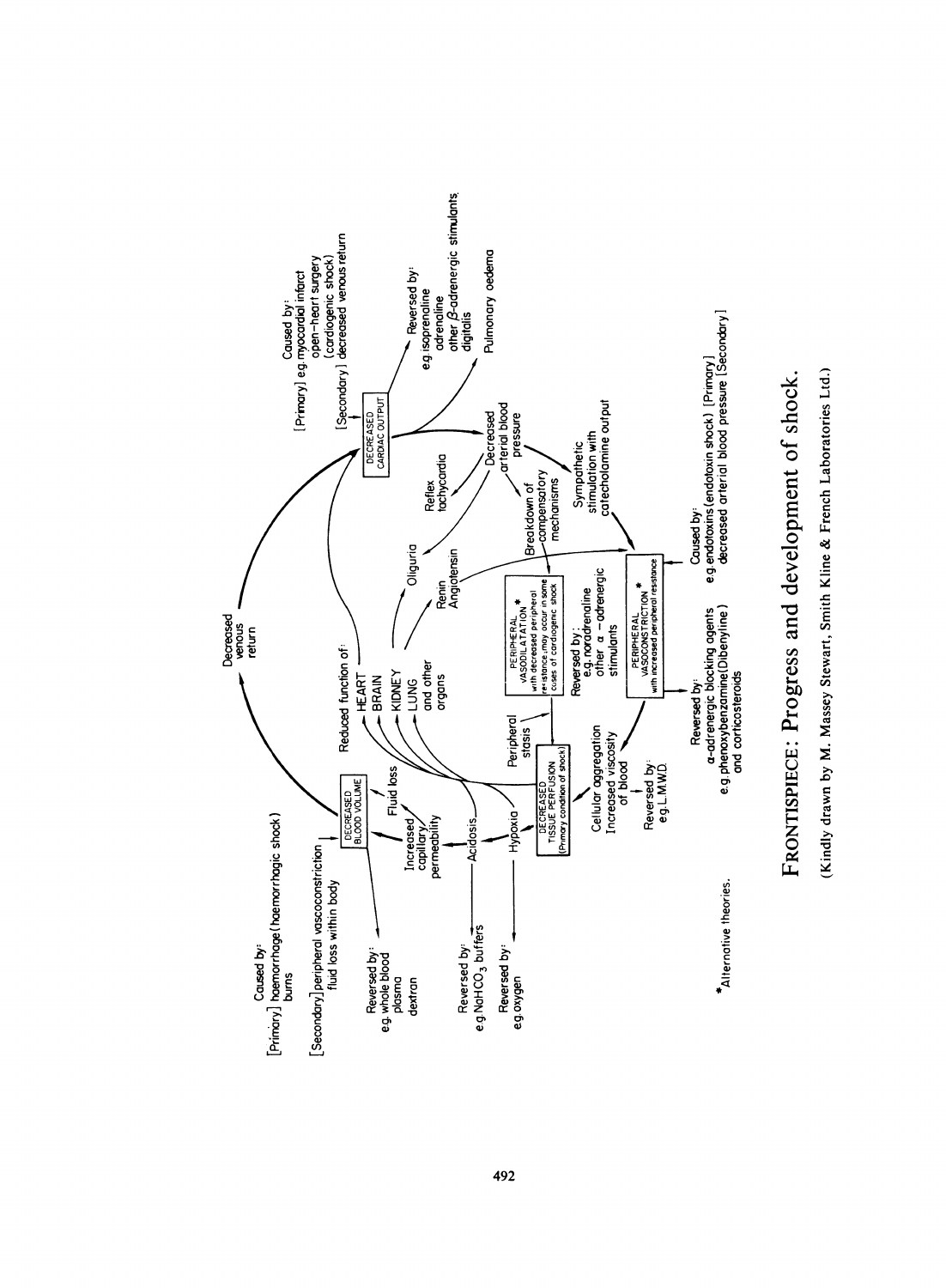Caused by:
[Primary] haemorrhage (haemorrhagic shock)
burns

[Secondary] peripheral vasoconstriction
fluid loss within body

DECREASED BLOOD VOLUME

Reversed by:
e.g. whole blood
plasma
dextran

Decreased venous return

Caused by:
[Primary] e.g. myocardial infarct
open-heart surgery
(cardiogenic shock)
[Secondary] decreased venous return

DECREASED CARDIAC OUTPUT

Reversed by:
e.g. isoprenaline
adrenaline
other β-adrenergic stimulants.
digitalis

Pulmonary oedema

Decreased arterial blood pressure

Reflex tachycardia

Oliguria

Renin
Angiotensin

Breakdown of compensatory mechanisms

Sympathetic stimulation with catecholamine output

Reduced function of:
HEART
BRAIN
KIDNEY
LUNG
and other organs

PERIPHERAL VASODILATATION *
with decreased peripheral resistance, may occur in some cases of cardiogenic shock

Reversed by:
e.g. noradrenaline
other α-adrenergic stimulants

PERIPHERAL VASOCONSTRICTION *
with increased peripheral resistance

Caused by:
e.g. endotoxins (endotoxin shock) [Primary]
decreased arterial blood pressure [Secondary]

Reversed by:
α-adrenergic blocking agents
e.g. phenoxybenzamine (Dibenyline)
and corticosteroids

Peripheral stasis

DECREASED TISSUE PERFUSION
(Primary condition of shock)

Cellular aggregation
Increased viscosity of blood

Reversed by:
e.g. L.M.W.D.

Hypoxia

Reversed by:
e.g. oxygen

Acidosis

Reversed by:
e.g. $NaHCO_3$ buffers

Increased capillary permeability

Fluid loss

*Alternative theories.

FRONTISPIECE: Progress and development of shock.

(Kindly drawn by M. Massey Stewart, Smith Kline & French Laboratories Ltd.)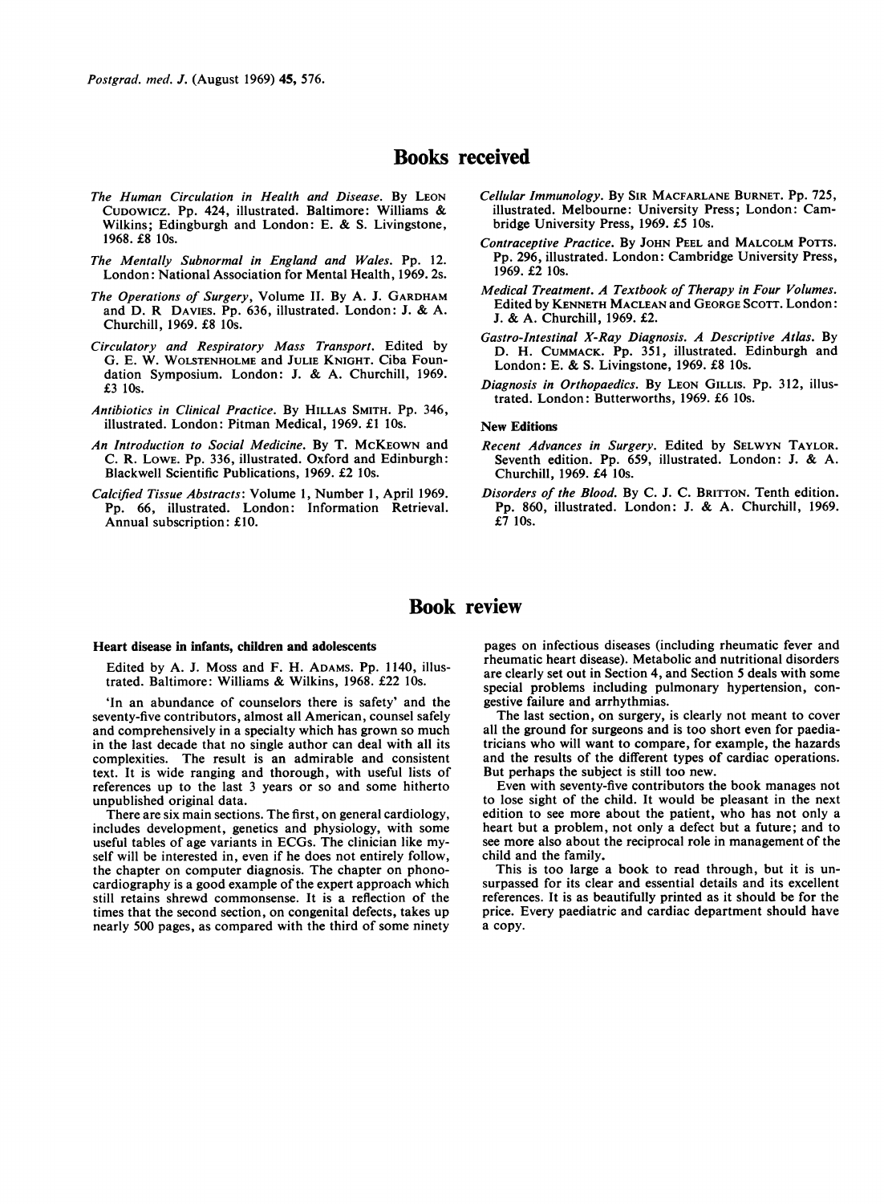# Books received

*The Human Circulation in Health and Disease.* By LEON CUDOWICZ. Pp. 424, illustrated. Baltimore: Williams & Wilkins; Edingburgh and London: E. & S. Livingstone, 1968. £8 10s.

*The Mentally Subnormal in England and Wales.* Pp. 12. London: National Association for Mental Health, 1969. 2s.

*The Operations of Surgery,* Volume II. By A. J. GARDHAM and D. R DAVIES. Pp. 636, illustrated. London: J. & A. Churchill, 1969. £8 10s.

*Circulatory and Respiratory Mass Transport.* Edited by G. E. W. WOLSTENHOLME and JULIE KNIGHT. Ciba Foundation Symposium. London: J. & A. Churchill, 1969. £3 10s.

*Antibiotics in Clinical Practice.* By HILLAS SMITH. Pp. 346, illustrated. London: Pitman Medical, 1969. £1 10s.

*An Introduction to Social Medicine.* By T. MCKEOWN and C. R. LOWE. Pp. 336, illustrated. Oxford and Edinburgh: Blackwell Scientific Publications, 1969. £2 10s.

*Calcified Tissue Abstracts*: Volume 1, Number 1, April 1969. Pp. 66, illustrated. London: Information Retrieval. Annual subscription: £10.

*Cellular Immunology.* By SIR MACFARLANE BURNET. Pp. 725, illustrated. Melbourne: University Press; London: Cambridge University Press, 1969. £5 10s.

*Contraceptive Practice.* By JOHN PEEL and MALCOLM POTTS. Pp. 296, illustrated. London: Cambridge University Press, 1969. £2 10s.

*Medical Treatment. A Textbook of Therapy in Four Volumes.* Edited by KENNETH MACLEAN and GEORGE SCOTT. London: J. & A. Churchill, 1969. £2.

*Gastro-Intestinal X-Ray Diagnosis. A Descriptive Atlas.* By D. H. CUMMACK. Pp. 351, illustrated. Edinburgh and London: E. & S. Livingstone, 1969. £8 10s.

*Diagnosis in Orthopaedics.* By LEON GILLIS. Pp. 312, illustrated. London: Butterworths, 1969. £6 10s.

### New Editions

*Recent Advances in Surgery.* Edited by SELWYN TAYLOR. Seventh edition. Pp. 659, illustrated. London: J. & A. Churchill, 1969. £4 10s.

*Disorders of the Blood.* By C. J. C. BRITTON. Tenth edition. Pp. 860, illustrated. London: J. & A. Churchill, 1969. £7 10s.

# Book review

### Heart disease in infants, children and adolescents

Edited by A. J. MOSS and F. H. ADAMS. Pp. 1140, illustrated. Baltimore: Williams & Wilkins, 1968. £22 10s.

'In an abundance of counselors there is safety' and the seventy-five contributors, almost all American, counsel safely and comprehensively in a specialty which has grown so much in the last decade that no single author can deal with all its complexities. The result is an admirable and consistent text. It is wide ranging and thorough, with useful lists of references up to the last 3 years or so and some hitherto unpublished original data.

There are six main sections. The first, on general cardiology, includes development, genetics and physiology, with some useful tables of age variants in ECGs. The clinician like myself will be interested in, even if he does not entirely follow, the chapter on computer diagnosis. The chapter on phonocardiography is a good example of the expert approach which still retains shrewd commonsense. It is a reflection of the times that the second section, on congenital defects, takes up nearly 500 pages, as compared with the third of some ninety pages on infectious diseases (including rheumatic fever and rheumatic heart disease). Metabolic and nutritional disorders are clearly set out in Section 4, and Section 5 deals with some special problems including pulmonary hypertension, congestive failure and arrhythmias.

The last section, on surgery, is clearly not meant to cover all the ground for surgeons and is too short even for paediatricians who will want to compare, for example, the hazards and the results of the different types of cardiac operations. But perhaps the subject is still too new.

Even with seventy-five contributors the book manages not to lose sight of the child. It would be pleasant in the next edition to see more about the patient, who has not only a heart but a problem, not only a defect but a future; and to see more also about the reciprocal role in management of the child and the family.

This is too large a book to read through, but it is unsurpassed for its clear and essential details and its excellent references. It is as beautifully printed as it should be for the price. Every paediatric and cardiac department should have a copy.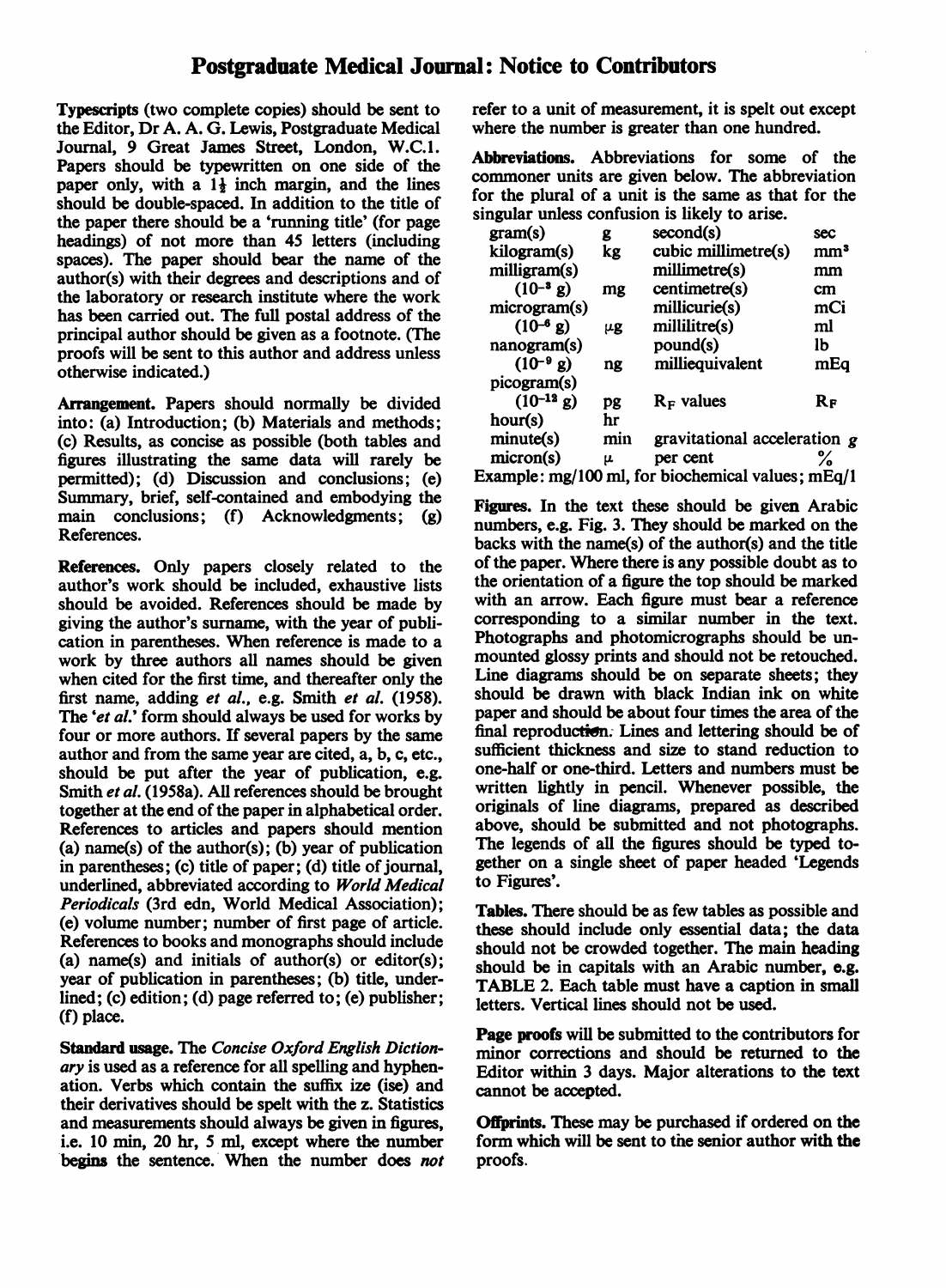# Postgraduate Medical Journal: Notice to Contributors

**Typescripts** (two complete copies) should be sent to the Editor, Dr A. A. G. Lewis, Postgraduate Medical Journal, 9 Great James Street, London, W.C.1. Papers should be typewritten on one side of the paper only, with a $1\frac{1}{2}$ inch margin, and the lines should be double-spaced. In addition to the title of the paper there should be a 'running title' (for page headings) of not more than 45 letters (including spaces). The paper should bear the name of the author(s) with their degrees and descriptions and of the laboratory or research institute where the work has been carried out. The full postal address of the principal author should be given as a footnote. (The proofs will be sent to this author and address unless otherwise indicated.)

**Arrangement.** Papers should normally be divided into: (a) Introduction; (b) Materials and methods; (c) Results, as concise as possible (both tables and figures illustrating the same data will rarely be permitted); (d) Discussion and conclusions; (e) Summary, brief, self-contained and embodying the main conclusions; (f) Acknowledgments; (g) References.

**References.** Only papers closely related to the author's work should be included, exhaustive lists should be avoided. References should be made by giving the author's surname, with the year of publication in parentheses. When reference is made to a work by three authors all names should be given when cited for the first time, and thereafter only the first name, adding *et al.*, e.g. Smith *et al.* (1958). The '*et al.*' form should always be used for works by four or more authors. If several papers by the same author and from the same year are cited, a, b, c, etc., should be put after the year of publication, e.g. Smith *et al.* (1958a). All references should be brought together at the end of the paper in alphabetical order. References to articles and papers should mention (a) name(s) of the author(s); (b) year of publication in parentheses; (c) title of paper; (d) title of journal, underlined, abbreviated according to *World Medical Periodicals* (3rd edn, World Medical Association); (e) volume number; number of first page of article. References to books and monographs should include (a) name(s) and initials of author(s) or editor(s); year of publication in parentheses; (b) title, underlined; (c) edition; (d) page referred to; (e) publisher; (f) place.

**Standard usage.** The *Concise Oxford English Dictionary* is used as a reference for all spelling and hyphenation. Verbs which contain the suffix ize (ise) and their derivatives should be spelt with the z. Statistics and measurements should always be given in figures, i.e. 10 min, 20 hr, 5 ml, except where the number **begins** the sentence. When the number does *not* refer to a unit of measurement, it is spelt out except where the number is greater than one hundred.

**Abbreviations.** Abbreviations for some of the commoner units are given below. The abbreviation for the plural of a unit is the same as that for the singular unless confusion is likely to arise.

| | | | |
|---|---|---|---|
| gram(s) | g | second(s) | sec |
| kilogram(s) | kg | cubic millimetre(s) | $mm^3$ |
| milligram(s) ($10^{-3}$ g) | mg | millimetre(s) | mm |
| | | centimetre(s) | cm |
| microgram(s) ($10^{-6}$ g) | $\mu$g | millicurie(s) | mCi |
| | | millilitre(s) | ml |
| nanogram(s) ($10^{-9}$ g) | ng | pound(s) | lb |
| | | milliequivalent | mEq |
| picogram(s) ($10^{-12}$ g) | pg | $R_F$ values | $R_F$ |
| hour(s) | hr | | |
| minute(s) | min | gravitational acceleration | *g* |
| micron(s) | $\mu$ | per cent | % |

Example: mg/100 ml, for biochemical values; mEq/l

**Figures.** In the text these should be given Arabic numbers, e.g. Fig. 3. They should be marked on the backs with the name(s) of the author(s) and the title of the paper. Where there is any possible doubt as to the orientation of a figure the top should be marked with an arrow. Each figure must bear a reference corresponding to a similar number in the text. Photographs and photomicrographs should be unmounted glossy prints and should not be retouched. Line diagrams should be on separate sheets; they should be drawn with black Indian ink on white paper and should be about four times the area of the final reproduction. Lines and lettering should be of sufficient thickness and size to stand reduction to one-half or one-third. Letters and numbers must be written lightly in pencil. Whenever possible, the originals of line diagrams, prepared as described above, should be submitted and not photographs. The legends of all the figures should be typed together on a single sheet of paper headed 'Legends to Figures'.

**Tables.** There should be as few tables as possible and these should include only essential data; the data should not be crowded together. The main heading should be in capitals with an Arabic number, e.g. TABLE 2. Each table must have a caption in small letters. Vertical lines should not be used.

**Page proofs** will be submitted to the contributors for minor corrections and should be returned to the Editor within 3 days. Major alterations to the text cannot be accepted.

**Offprints.** These may be purchased if ordered on the form which will be sent to the senior author with the proofs.